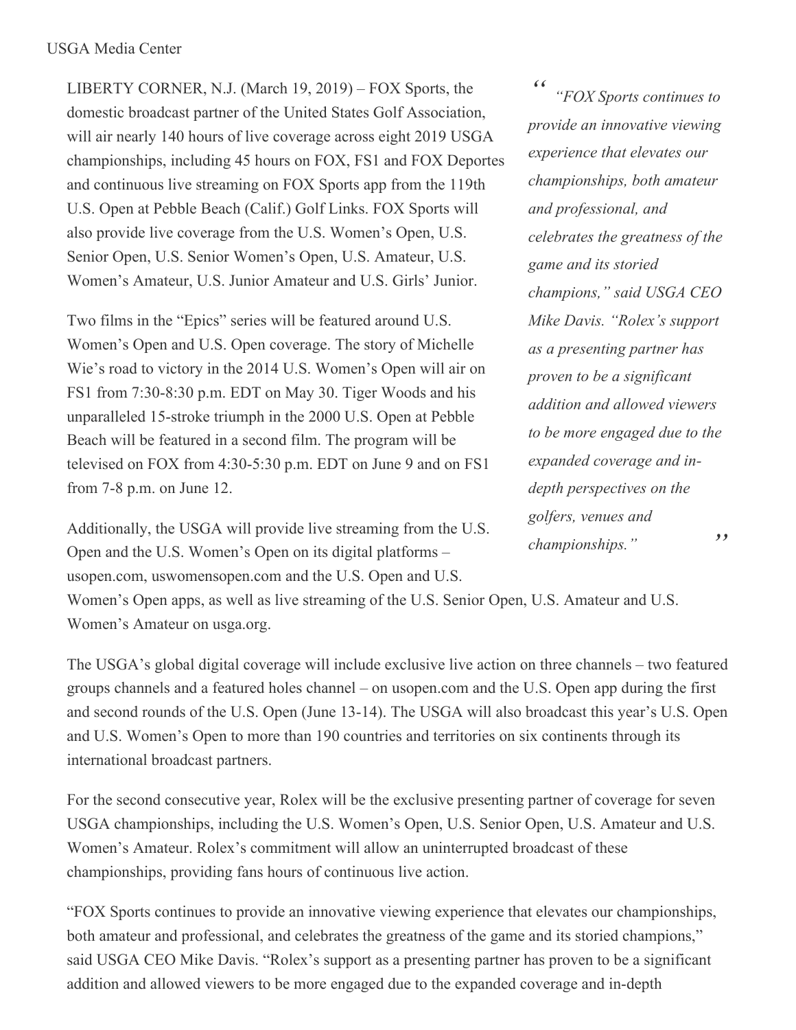USGA Media Center

LIBERTY CORNER, N.J. (March 19, 2019) – FOX Sports, the domestic broadcast partner of the United States Golf Association, will air nearly 140 hours of live coverage across eight 2019 USGA championships, including 45 hours on FOX, FS1 and FOX Deportes and continuous live streaming on FOX Sports app from the 119th U.S. Open at Pebble Beach (Calif.) Golf Links. FOX Sports will also provide live coverage from the U.S. Women's Open, U.S. Senior Open, U.S. Senior Women's Open, U.S. Amateur, U.S. Women's Amateur, U.S. Junior Amateur and U.S. Girls' Junior.

> *"FOX Sports continues to provide an innovative viewing experience that elevates our championships, both amateur and professional, and celebrates the greatness of the game and its storied champions," said USGA CEO Mike Davis. "Rolex's support as a presenting partner has proven to be a significant addition and allowed viewers to be more engaged due to the expanded coverage and in-depth perspectives on the golfers, venues and championships."*

Two films in the "Epics" series will be featured around U.S. Women's Open and U.S. Open coverage. The story of Michelle Wie's road to victory in the 2014 U.S. Women's Open will air on FS1 from 7:30-8:30 p.m. EDT on May 30. Tiger Woods and his unparalleled 15-stroke triumph in the 2000 U.S. Open at Pebble Beach will be featured in a second film. The program will be televised on FOX from 4:30-5:30 p.m. EDT on June 9 and on FS1 from 7-8 p.m. on June 12.

Additionally, the USGA will provide live streaming from the U.S. Open and the U.S. Women's Open on its digital platforms – usopen.com, uswomensopen.com and the U.S. Open and U.S. Women's Open apps, as well as live streaming of the U.S. Senior Open, U.S. Amateur and U.S. Women's Amateur on usga.org.

The USGA's global digital coverage will include exclusive live action on three channels – two featured groups channels and a featured holes channel – on usopen.com and the U.S. Open app during the first and second rounds of the U.S. Open (June 13-14). The USGA will also broadcast this year's U.S. Open and U.S. Women's Open to more than 190 countries and territories on six continents through its international broadcast partners.

For the second consecutive year, Rolex will be the exclusive presenting partner of coverage for seven USGA championships, including the U.S. Women's Open, U.S. Senior Open, U.S. Amateur and U.S. Women's Amateur. Rolex's commitment will allow an uninterrupted broadcast of these championships, providing fans hours of continuous live action.

"FOX Sports continues to provide an innovative viewing experience that elevates our championships, both amateur and professional, and celebrates the greatness of the game and its storied champions," said USGA CEO Mike Davis. "Rolex's support as a presenting partner has proven to be a significant addition and allowed viewers to be more engaged due to the expanded coverage and in-depth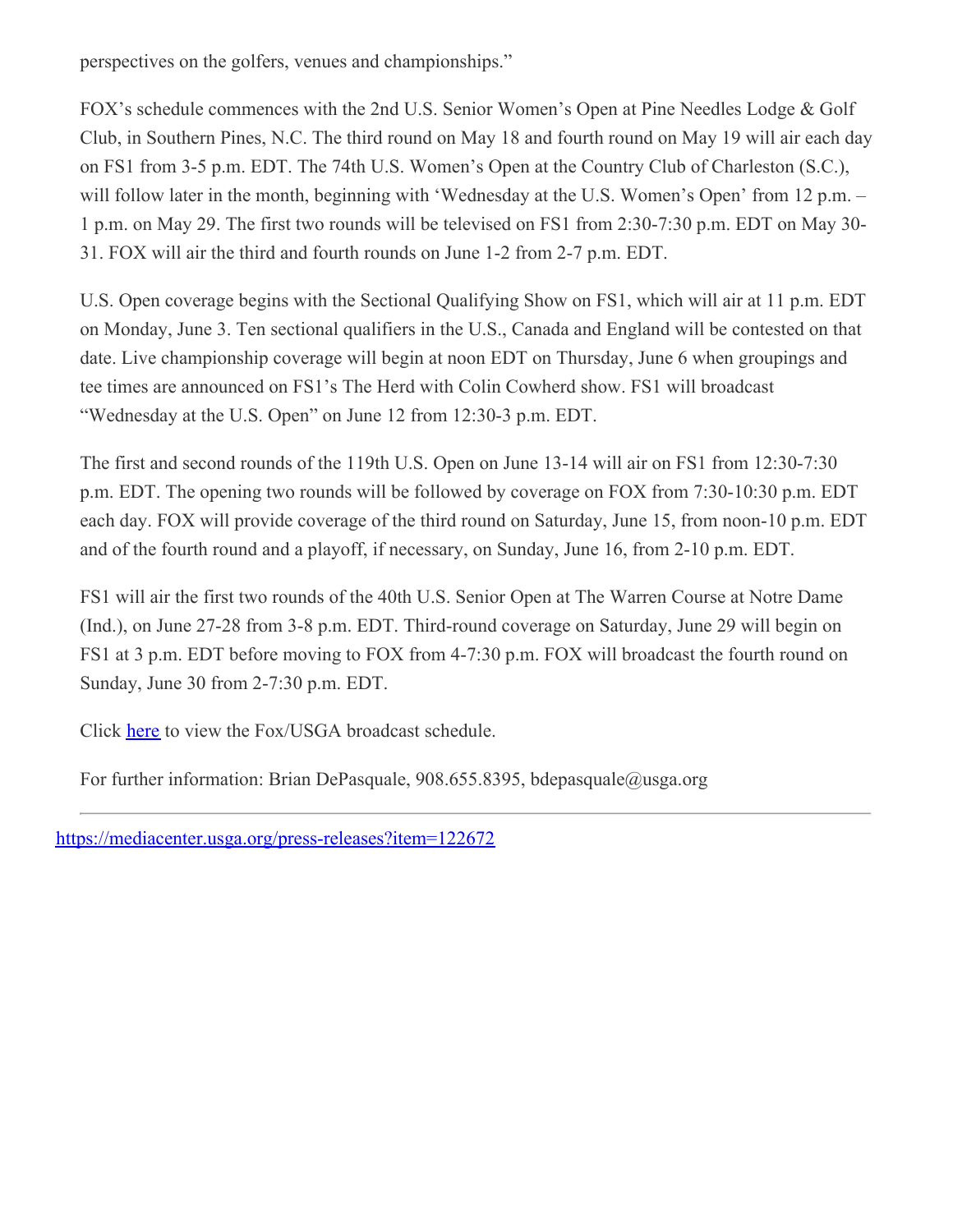perspectives on the golfers, venues and championships."

FOX's schedule commences with the 2nd U.S. Senior Women's Open at Pine Needles Lodge & Golf Club, in Southern Pines, N.C. The third round on May 18 and fourth round on May 19 will air each day on FS1 from 3-5 p.m. EDT. The 74th U.S. Women's Open at the Country Club of Charleston (S.C.), will follow later in the month, beginning with 'Wednesday at the U.S. Women's Open' from 12 p.m. – 1 p.m. on May 29. The first two rounds will be televised on FS1 from 2:30-7:30 p.m. EDT on May 30-31. FOX will air the third and fourth rounds on June 1-2 from 2-7 p.m. EDT.

U.S. Open coverage begins with the Sectional Qualifying Show on FS1, which will air at 11 p.m. EDT on Monday, June 3. Ten sectional qualifiers in the U.S., Canada and England will be contested on that date. Live championship coverage will begin at noon EDT on Thursday, June 6 when groupings and tee times are announced on FS1's The Herd with Colin Cowherd show. FS1 will broadcast "Wednesday at the U.S. Open" on June 12 from 12:30-3 p.m. EDT.

The first and second rounds of the 119th U.S. Open on June 13-14 will air on FS1 from 12:30-7:30 p.m. EDT. The opening two rounds will be followed by coverage on FOX from 7:30-10:30 p.m. EDT each day. FOX will provide coverage of the third round on Saturday, June 15, from noon-10 p.m. EDT and of the fourth round and a playoff, if necessary, on Sunday, June 16, from 2-10 p.m. EDT.

FS1 will air the first two rounds of the 40th U.S. Senior Open at The Warren Course at Notre Dame (Ind.), on June 27-28 from 3-8 p.m. EDT. Third-round coverage on Saturday, June 29 will begin on FS1 at 3 p.m. EDT before moving to FOX from 4-7:30 p.m. FOX will broadcast the fourth round on Sunday, June 30 from 2-7:30 p.m. EDT.

Click here to view the Fox/USGA broadcast schedule.

For further information: Brian DePasquale, 908.655.8395, bdepasquale@usga.org

---

https://mediacenter.usga.org/press-releases?item=122672